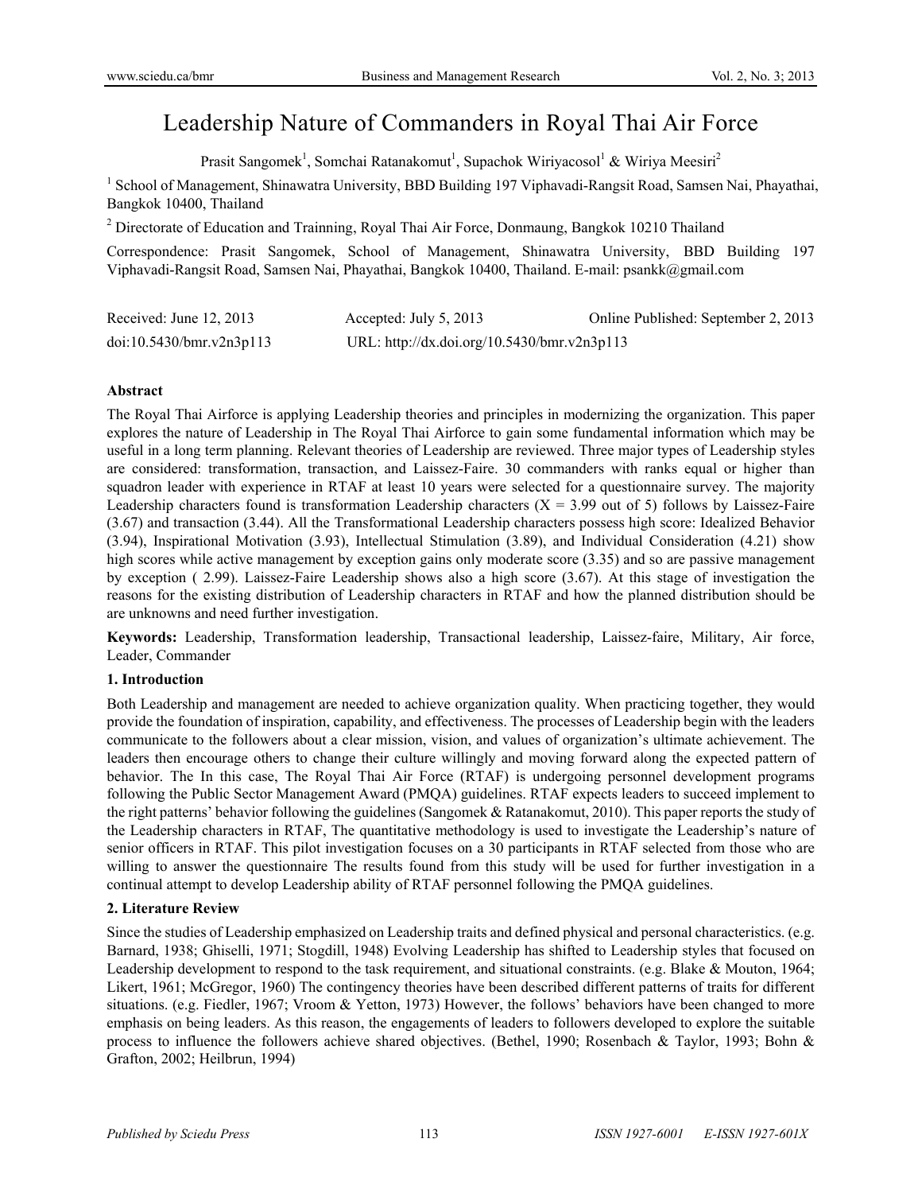# Leadership Nature of Commanders in Royal Thai Air Force

Prasit Sangomek[1], Somchai Ratanakomut[1], Supachok Wiriyacosol[1] & Wiriya Meesiri[2]

[1] School of Management, Shinawatra University, BBD Building 197 Viphavadi-Rangsit Road, Samsen Nai, Phayathai, Bangkok 10400, Thailand

[2] Directorate of Education and Trainning, Royal Thai Air Force, Donmaung, Bangkok 10210 Thailand

Correspondence: Prasit Sangomek, School of Management, Shinawatra University, BBD Building 197 Viphavadi-Rangsit Road, Samsen Nai, Phayathai, Bangkok 10400, Thailand. E-mail: psankk@gmail.com

Received: June 12, 2013 Accepted: July 5, 2013 Online Published: September 2, 2013

doi:10.5430/bmr.v2n3p113 URL: http://dx.doi.org/10.5430/bmr.v2n3p113

## Abstract

The Royal Thai Airforce is applying Leadership theories and principles in modernizing the organization. This paper explores the nature of Leadership in The Royal Thai Airforce to gain some fundamental information which may be useful in a long term planning. Relevant theories of Leadership are reviewed. Three major types of Leadership styles are considered: transformation, transaction, and Laissez-Faire. 30 commanders with ranks equal or higher than squadron leader with experience in RTAF at least 10 years were selected for a questionnaire survey. The majority Leadership characters found is transformation Leadership characters ($X = 3.99$ out of 5) follows by Laissez-Faire (3.67) and transaction (3.44). All the Transformational Leadership characters possess high score: Idealized Behavior (3.94), Inspirational Motivation (3.93), Intellectual Stimulation (3.89), and Individual Consideration (4.21) show high scores while active management by exception gains only moderate score (3.35) and so are passive management by exception ( 2.99). Laissez-Faire Leadership shows also a high score (3.67). At this stage of investigation the reasons for the existing distribution of Leadership characters in RTAF and how the planned distribution should be are unknowns and need further investigation.

**Keywords:** Leadership, Transformation leadership, Transactional leadership, Laissez-faire, Military, Air force, Leader, Commander

## 1. Introduction

Both Leadership and management are needed to achieve organization quality. When practicing together, they would provide the foundation of inspiration, capability, and effectiveness. The processes of Leadership begin with the leaders communicate to the followers about a clear mission, vision, and values of organization's ultimate achievement. The leaders then encourage others to change their culture willingly and moving forward along the expected pattern of behavior. The In this case, The Royal Thai Air Force (RTAF) is undergoing personnel development programs following the Public Sector Management Award (PMQA) guidelines. RTAF expects leaders to succeed implement to the right patterns' behavior following the guidelines (Sangomek & Ratanakomut, 2010). This paper reports the study of the Leadership characters in RTAF, The quantitative methodology is used to investigate the Leadership's nature of senior officers in RTAF. This pilot investigation focuses on a 30 participants in RTAF selected from those who are willing to answer the questionnaire The results found from this study will be used for further investigation in a continual attempt to develop Leadership ability of RTAF personnel following the PMQA guidelines.

## 2. Literature Review

Since the studies of Leadership emphasized on Leadership traits and defined physical and personal characteristics. (e.g. Barnard, 1938; Ghiselli, 1971; Stogdill, 1948) Evolving Leadership has shifted to Leadership styles that focused on Leadership development to respond to the task requirement, and situational constraints. (e.g. Blake & Mouton, 1964; Likert, 1961; McGregor, 1960) The contingency theories have been described different patterns of traits for different situations. (e.g. Fiedler, 1967; Vroom & Yetton, 1973) However, the follows' behaviors have been changed to more emphasis on being leaders. As this reason, the engagements of leaders to followers developed to explore the suitable process to influence the followers achieve shared objectives. (Bethel, 1990; Rosenbach & Taylor, 1993; Bohn & Grafton, 2002; Heilbrun, 1994)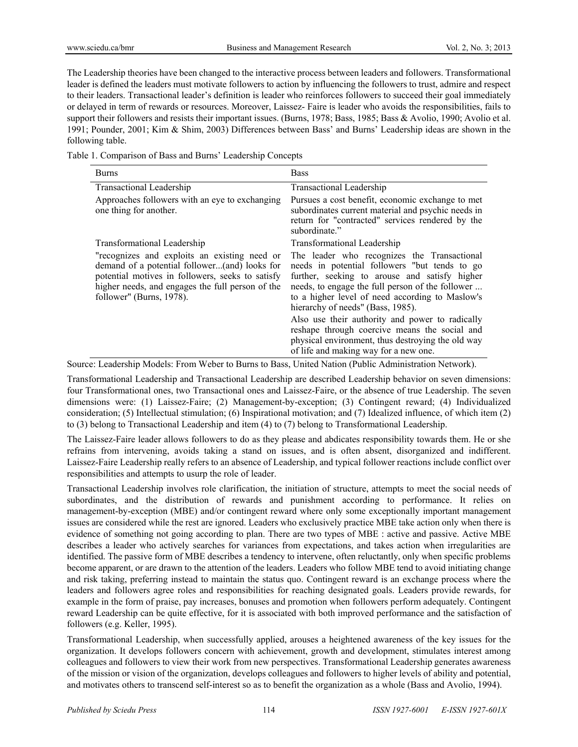The Leadership theories have been changed to the interactive process between leaders and followers. Transformational leader is defined the leaders must motivate followers to action by influencing the followers to trust, admire and respect to their leaders. Transactional leader's definition is leader who reinforces followers to succeed their goal immediately or delayed in term of rewards or resources. Moreover, Laissez- Faire is leader who avoids the responsibilities, fails to support their followers and resists their important issues. (Burns, 1978; Bass, 1985; Bass & Avolio, 1990; Avolio et al. 1991; Pounder, 2001; Kim & Shim, 2003) Differences between Bass' and Burns' Leadership ideas are shown in the following table.

Table 1. Comparison of Bass and Burns' Leadership Concepts

| Burns | Bass |
|---|---|
| Transactional Leadership | Transactional Leadership |
| Approaches followers with an eye to exchanging one thing for another. | Pursues a cost benefit, economic exchange to met subordinates current material and psychic needs in return for "contracted" services rendered by the subordinate." |
| Transformational Leadership | Transformational Leadership |
| "recognizes and exploits an existing need or demand of a potential follower...(and) looks for potential motives in followers, seeks to satisfy higher needs, and engages the full person of the follower" (Burns, 1978). | The leader who recognizes the Transactional needs in potential followers "but tends to go further, seeking to arouse and satisfy higher needs, to engage the full person of the follower ... to a higher level of need according to Maslow's hierarchy of needs" (Bass, 1985). Also use their authority and power to radically reshape through coercive means the social and physical environment, thus destroying the old way of life and making way for a new one. |

Source: Leadership Models: From Weber to Burns to Bass, United Nation (Public Administration Network).

Transformational Leadership and Transactional Leadership are described Leadership behavior on seven dimensions: four Transformational ones, two Transactional ones and Laissez-Faire, or the absence of true Leadership. The seven dimensions were: (1) Laissez-Faire; (2) Management-by-exception; (3) Contingent reward; (4) Individualized consideration; (5) Intellectual stimulation; (6) Inspirational motivation; and (7) Idealized influence, of which item (2) to (3) belong to Transactional Leadership and item (4) to (7) belong to Transformational Leadership.

The Laissez-Faire leader allows followers to do as they please and abdicates responsibility towards them. He or she refrains from intervening, avoids taking a stand on issues, and is often absent, disorganized and indifferent. Laissez-Faire Leadership really refers to an absence of Leadership, and typical follower reactions include conflict over responsibilities and attempts to usurp the role of leader.

Transactional Leadership involves role clarification, the initiation of structure, attempts to meet the social needs of subordinates, and the distribution of rewards and punishment according to performance. It relies on management-by-exception (MBE) and/or contingent reward where only some exceptionally important management issues are considered while the rest are ignored. Leaders who exclusively practice MBE take action only when there is evidence of something not going according to plan. There are two types of MBE : active and passive. Active MBE describes a leader who actively searches for variances from expectations, and takes action when irregularities are identified. The passive form of MBE describes a tendency to intervene, often reluctantly, only when specific problems become apparent, or are drawn to the attention of the leaders. Leaders who follow MBE tend to avoid initiating change and risk taking, preferring instead to maintain the status quo. Contingent reward is an exchange process where the leaders and followers agree roles and responsibilities for reaching designated goals. Leaders provide rewards, for example in the form of praise, pay increases, bonuses and promotion when followers perform adequately. Contingent reward Leadership can be quite effective, for it is associated with both improved performance and the satisfaction of followers (e.g. Keller, 1995).

Transformational Leadership, when successfully applied, arouses a heightened awareness of the key issues for the organization. It develops followers concern with achievement, growth and development, stimulates interest among colleagues and followers to view their work from new perspectives. Transformational Leadership generates awareness of the mission or vision of the organization, develops colleagues and followers to higher levels of ability and potential, and motivates others to transcend self-interest so as to benefit the organization as a whole (Bass and Avolio, 1994).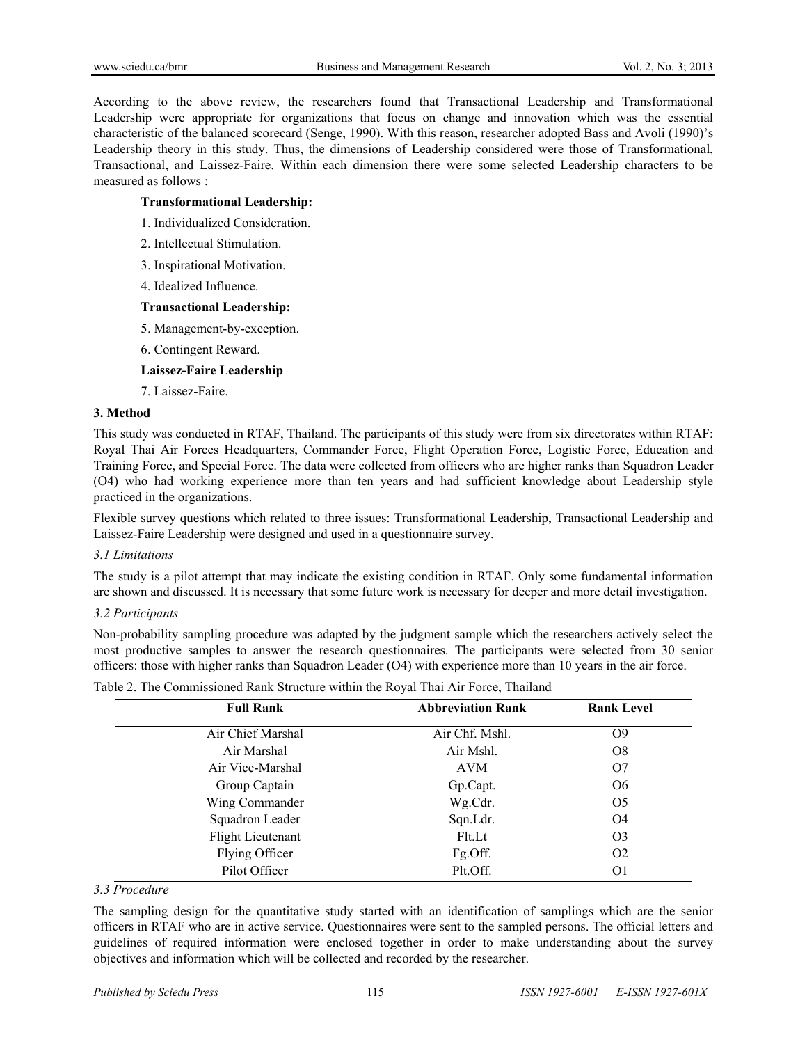According to the above review, the researchers found that Transactional Leadership and Transformational Leadership were appropriate for organizations that focus on change and innovation which was the essential characteristic of the balanced scorecard (Senge, 1990). With this reason, researcher adopted Bass and Avoli (1990)'s Leadership theory in this study. Thus, the dimensions of Leadership considered were those of Transformational, Transactional, and Laissez-Faire. Within each dimension there were some selected Leadership characters to be measured as follows :

**Transformational Leadership:**

1. Individualized Consideration.
2. Intellectual Stimulation.
3. Inspirational Motivation.
4. Idealized Influence.

**Transactional Leadership:**

5. Management-by-exception.
6. Contingent Reward.

**Laissez-Faire Leadership**

7. Laissez-Faire.

## 3. Method

This study was conducted in RTAF, Thailand. The participants of this study were from six directorates within RTAF: Royal Thai Air Forces Headquarters, Commander Force, Flight Operation Force, Logistic Force, Education and Training Force, and Special Force. The data were collected from officers who are higher ranks than Squadron Leader (O4) who had working experience more than ten years and had sufficient knowledge about Leadership style practiced in the organizations.

Flexible survey questions which related to three issues: Transformational Leadership, Transactional Leadership and Laissez-Faire Leadership were designed and used in a questionnaire survey.

### *3.1 Limitations*

The study is a pilot attempt that may indicate the existing condition in RTAF. Only some fundamental information are shown and discussed. It is necessary that some future work is necessary for deeper and more detail investigation.

### *3.2 Participants*

Non-probability sampling procedure was adapted by the judgment sample which the researchers actively select the most productive samples to answer the research questionnaires. The participants were selected from 30 senior officers: those with higher ranks than Squadron Leader (O4) with experience more than 10 years in the air force.

Table 2. The Commissioned Rank Structure within the Royal Thai Air Force, Thailand

| Full Rank | Abbreviation Rank | Rank Level |
|---|---|---|
| Air Chief Marshal | Air Chf. Mshl. | O9 |
| Air Marshal | Air Mshl. | O8 |
| Air Vice-Marshal | AVM | O7 |
| Group Captain | Gp.Capt. | O6 |
| Wing Commander | Wg.Cdr. | O5 |
| Squadron Leader | Sqn.Ldr. | O4 |
| Flight Lieutenant | Flt.Lt | O3 |
| Flying Officer | Fg.Off. | O2 |
| Pilot Officer | Plt.Off. | O1 |

### *3.3 Procedure*

The sampling design for the quantitative study started with an identification of samplings which are the senior officers in RTAF who are in active service. Questionnaires were sent to the sampled persons. The official letters and guidelines of required information were enclosed together in order to make understanding about the survey objectives and information which will be collected and recorded by the researcher.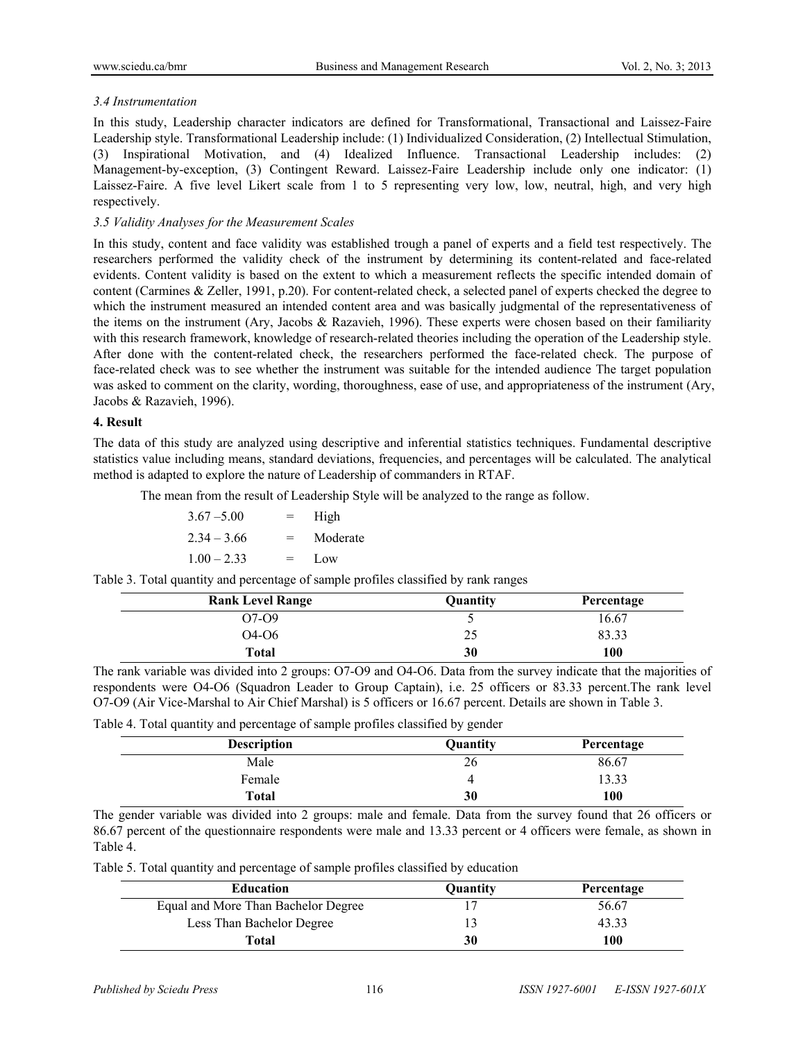### *3.4 Instrumentation*

In this study, Leadership character indicators are defined for Transformational, Transactional and Laissez-Faire Leadership style. Transformational Leadership include: (1) Individualized Consideration, (2) Intellectual Stimulation, (3) Inspirational Motivation, and (4) Idealized Influence. Transactional Leadership includes: (2) Management-by-exception, (3) Contingent Reward. Laissez-Faire Leadership include only one indicator: (1) Laissez-Faire. A five level Likert scale from 1 to 5 representing very low, low, neutral, high, and very high respectively.

### *3.5 Validity Analyses for the Measurement Scales*

In this study, content and face validity was established trough a panel of experts and a field test respectively. The researchers performed the validity check of the instrument by determining its content-related and face-related evidents. Content validity is based on the extent to which a measurement reflects the specific intended domain of content (Carmines & Zeller, 1991, p.20). For content-related check, a selected panel of experts checked the degree to which the instrument measured an intended content area and was basically judgmental of the representativeness of the items on the instrument (Ary, Jacobs & Razavieh, 1996). These experts were chosen based on their familiarity with this research framework, knowledge of research-related theories including the operation of the Leadership style. After done with the content-related check, the researchers performed the face-related check. The purpose of face-related check was to see whether the instrument was suitable for the intended audience The target population was asked to comment on the clarity, wording, thoroughness, ease of use, and appropriateness of the instrument (Ary, Jacobs & Razavieh, 1996).

## 4. Result

The data of this study are analyzed using descriptive and inferential statistics techniques. Fundamental descriptive statistics value including means, standard deviations, frequencies, and percentages will be calculated. The analytical method is adapted to explore the nature of Leadership of commanders in RTAF.

The mean from the result of Leadership Style will be analyzed to the range as follow.

3.67 –5.00 = High

2.34 – 3.66 = Moderate

1.00 – 2.33 = Low

Table 3. Total quantity and percentage of sample profiles classified by rank ranges

| Rank Level Range | Quantity | Percentage |
|---|---|---|
| O7-O9 | 5 | 16.67 |
| O4-O6 | 25 | 83.33 |
| **Total** | **30** | **100** |

The rank variable was divided into 2 groups: O7-O9 and O4-O6. Data from the survey indicate that the majorities of respondents were O4-O6 (Squadron Leader to Group Captain), i.e. 25 officers or 83.33 percent.The rank level O7-O9 (Air Vice-Marshal to Air Chief Marshal) is 5 officers or 16.67 percent. Details are shown in Table 3.

Table 4. Total quantity and percentage of sample profiles classified by gender

| Description | Quantity | Percentage |
|---|---|---|
| Male | 26 | 86.67 |
| Female | 4 | 13.33 |
| **Total** | **30** | **100** |

The gender variable was divided into 2 groups: male and female. Data from the survey found that 26 officers or 86.67 percent of the questionnaire respondents were male and 13.33 percent or 4 officers were female, as shown in Table 4.

Table 5. Total quantity and percentage of sample profiles classified by education

| Education | Quantity | Percentage |
|---|---|---|
| Equal and More Than Bachelor Degree | 17 | 56.67 |
| Less Than Bachelor Degree | 13 | 43.33 |
| **Total** | **30** | **100** |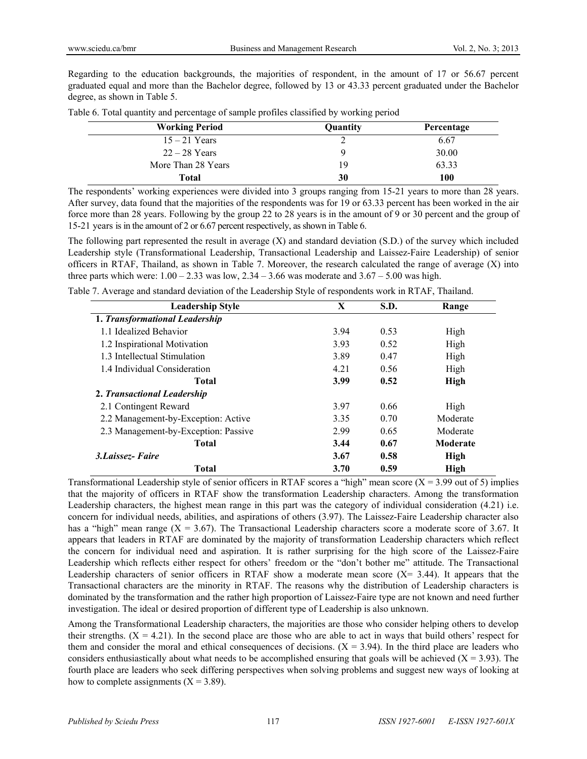Regarding to the education backgrounds, the majorities of respondent, in the amount of 17 or 56.67 percent graduated equal and more than the Bachelor degree, followed by 13 or 43.33 percent graduated under the Bachelor degree, as shown in Table 5.

Table 6. Total quantity and percentage of sample profiles classified by working period

| Working Period | Quantity | Percentage |
|---|---|---|
| 15 – 21 Years | 2 | 6.67 |
| 22 – 28 Years | 9 | 30.00 |
| More Than 28 Years | 19 | 63.33 |
| **Total** | **30** | **100** |

The respondents' working experiences were divided into 3 groups ranging from 15-21 years to more than 28 years. After survey, data found that the majorities of the respondents was for 19 or 63.33 percent has been worked in the air force more than 28 years. Following by the group 22 to 28 years is in the amount of 9 or 30 percent and the group of 15-21 years is in the amount of 2 or 6.67 percent respectively, as shown in Table 6.

The following part represented the result in average (X) and standard deviation (S.D.) of the survey which included Leadership style (Transformational Leadership, Transactional Leadership and Laissez-Faire Leadership) of senior officers in RTAF, Thailand, as shown in Table 7. Moreover, the research calculated the range of average (X) into three parts which were: 1.00 – 2.33 was low, 2.34 – 3.66 was moderate and 3.67 – 5.00 was high.

Table 7. Average and standard deviation of the Leadership Style of respondents work in RTAF, Thailand.

| Leadership Style | X | S.D. | Range |
|---|---|---|---|
| **1. *Transformational Leadership*** | | | |
| 1.1 Idealized Behavior | 3.94 | 0.53 | High |
| 1.2 Inspirational Motivation | 3.93 | 0.52 | High |
| 1.3 Intellectual Stimulation | 3.89 | 0.47 | High |
| 1.4 Individual Consideration | 4.21 | 0.56 | High |
| **Total** | **3.99** | **0.52** | **High** |
| **2. *Transactional Leadership*** | | | |
| 2.1 Contingent Reward | 3.97 | 0.66 | High |
| 2.2 Management-by-Exception: Active | 3.35 | 0.70 | Moderate |
| 2.3 Management-by-Exception: Passive | 2.99 | 0.65 | Moderate |
| **Total** | **3.44** | **0.67** | **Moderate** |
| ***3.Laissez- Faire*** | **3.67** | **0.58** | **High** |
| **Total** | **3.70** | **0.59** | **High** |

Transformational Leadership style of senior officers in RTAF scores a "high" mean score (X = 3.99 out of 5) implies that the majority of officers in RTAF show the transformation Leadership characters. Among the transformation Leadership characters, the highest mean range in this part was the category of individual consideration (4.21) i.e. concern for individual needs, abilities, and aspirations of others (3.97). The Laissez-Faire Leadership character also has a "high" mean range (X = 3.67). The Transactional Leadership characters score a moderate score of 3.67. It appears that leaders in RTAF are dominated by the majority of transformation Leadership characters which reflect the concern for individual need and aspiration. It is rather surprising for the high score of the Laissez-Faire Leadership which reflects either respect for others' freedom or the "don't bother me" attitude. The Transactional Leadership characters of senior officers in RTAF show a moderate mean score (X= 3.44). It appears that the Transactional characters are the minority in RTAF. The reasons why the distribution of Leadership characters is dominated by the transformation and the rather high proportion of Laissez-Faire type are not known and need further investigation. The ideal or desired proportion of different type of Leadership is also unknown.

Among the Transformational Leadership characters, the majorities are those who consider helping others to develop their strengths. (X = 4.21). In the second place are those who are able to act in ways that build others' respect for them and consider the moral and ethical consequences of decisions. (X = 3.94). In the third place are leaders who considers enthusiastically about what needs to be accomplished ensuring that goals will be achieved (X = 3.93). The fourth place are leaders who seek differing perspectives when solving problems and suggest new ways of looking at how to complete assignments (X = 3.89).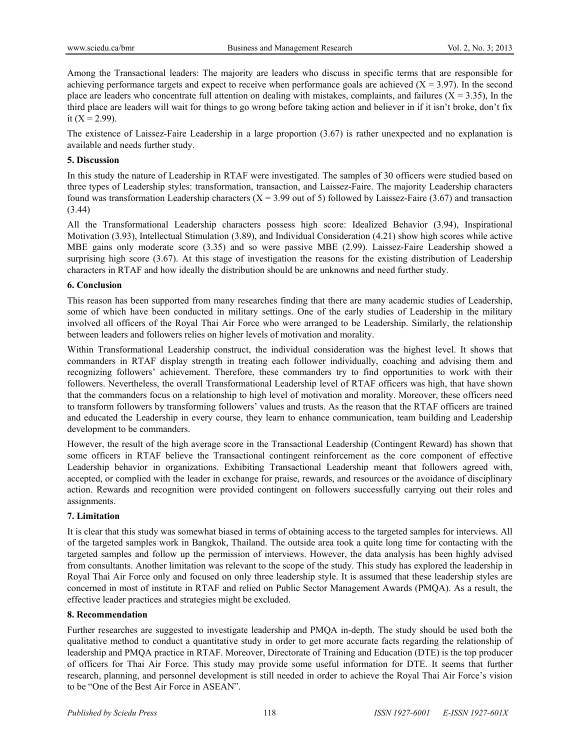Among the Transactional leaders: The majority are leaders who discuss in specific terms that are responsible for achieving performance targets and expect to receive when performance goals are achieved ($X = 3.97$). In the second place are leaders who concentrate full attention on dealing with mistakes, complaints, and failures ($X = 3.35$), In the third place are leaders will wait for things to go wrong before taking action and believer in if it isn't broke, don't fix it ($X = 2.99$).

The existence of Laissez-Faire Leadership in a large proportion (3.67) is rather unexpected and no explanation is available and needs further study.

## 5. Discussion

In this study the nature of Leadership in RTAF were investigated. The samples of 30 officers were studied based on three types of Leadership styles: transformation, transaction, and Laissez-Faire. The majority Leadership characters found was transformation Leadership characters ($X = 3.99$ out of 5) followed by Laissez-Faire (3.67) and transaction (3.44)

All the Transformational Leadership characters possess high score: Idealized Behavior (3.94), Inspirational Motivation (3.93), Intellectual Stimulation (3.89), and Individual Consideration (4.21) show high scores while active MBE gains only moderate score (3.35) and so were passive MBE (2.99). Laissez-Faire Leadership showed a surprising high score (3.67). At this stage of investigation the reasons for the existing distribution of Leadership characters in RTAF and how ideally the distribution should be are unknowns and need further study.

## 6. Conclusion

This reason has been supported from many researches finding that there are many academic studies of Leadership, some of which have been conducted in military settings. One of the early studies of Leadership in the military involved all officers of the Royal Thai Air Force who were arranged to be Leadership. Similarly, the relationship between leaders and followers relies on higher levels of motivation and morality.

Within Transformational Leadership construct, the individual consideration was the highest level. It shows that commanders in RTAF display strength in treating each follower individually, coaching and advising them and recognizing followers' achievement. Therefore, these commanders try to find opportunities to work with their followers. Nevertheless, the overall Transformational Leadership level of RTAF officers was high, that have shown that the commanders focus on a relationship to high level of motivation and morality. Moreover, these officers need to transform followers by transforming followers' values and trusts. As the reason that the RTAF officers are trained and educated the Leadership in every course, they learn to enhance communication, team building and Leadership development to be commanders.

However, the result of the high average score in the Transactional Leadership (Contingent Reward) has shown that some officers in RTAF believe the Transactional contingent reinforcement as the core component of effective Leadership behavior in organizations. Exhibiting Transactional Leadership meant that followers agreed with, accepted, or complied with the leader in exchange for praise, rewards, and resources or the avoidance of disciplinary action. Rewards and recognition were provided contingent on followers successfully carrying out their roles and assignments.

## 7. Limitation

It is clear that this study was somewhat biased in terms of obtaining access to the targeted samples for interviews. All of the targeted samples work in Bangkok, Thailand. The outside area took a quite long time for contacting with the targeted samples and follow up the permission of interviews. However, the data analysis has been highly advised from consultants. Another limitation was relevant to the scope of the study. This study has explored the leadership in Royal Thai Air Force only and focused on only three leadership style. It is assumed that these leadership styles are concerned in most of institute in RTAF and relied on Public Sector Management Awards (PMQA). As a result, the effective leader practices and strategies might be excluded.

## 8. Recommendation

Further researches are suggested to investigate leadership and PMQA in-depth. The study should be used both the qualitative method to conduct a quantitative study in order to get more accurate facts regarding the relationship of leadership and PMQA practice in RTAF. Moreover, Directorate of Training and Education (DTE) is the top producer of officers for Thai Air Force. This study may provide some useful information for DTE. It seems that further research, planning, and personnel development is still needed in order to achieve the Royal Thai Air Force's vision to be "One of the Best Air Force in ASEAN".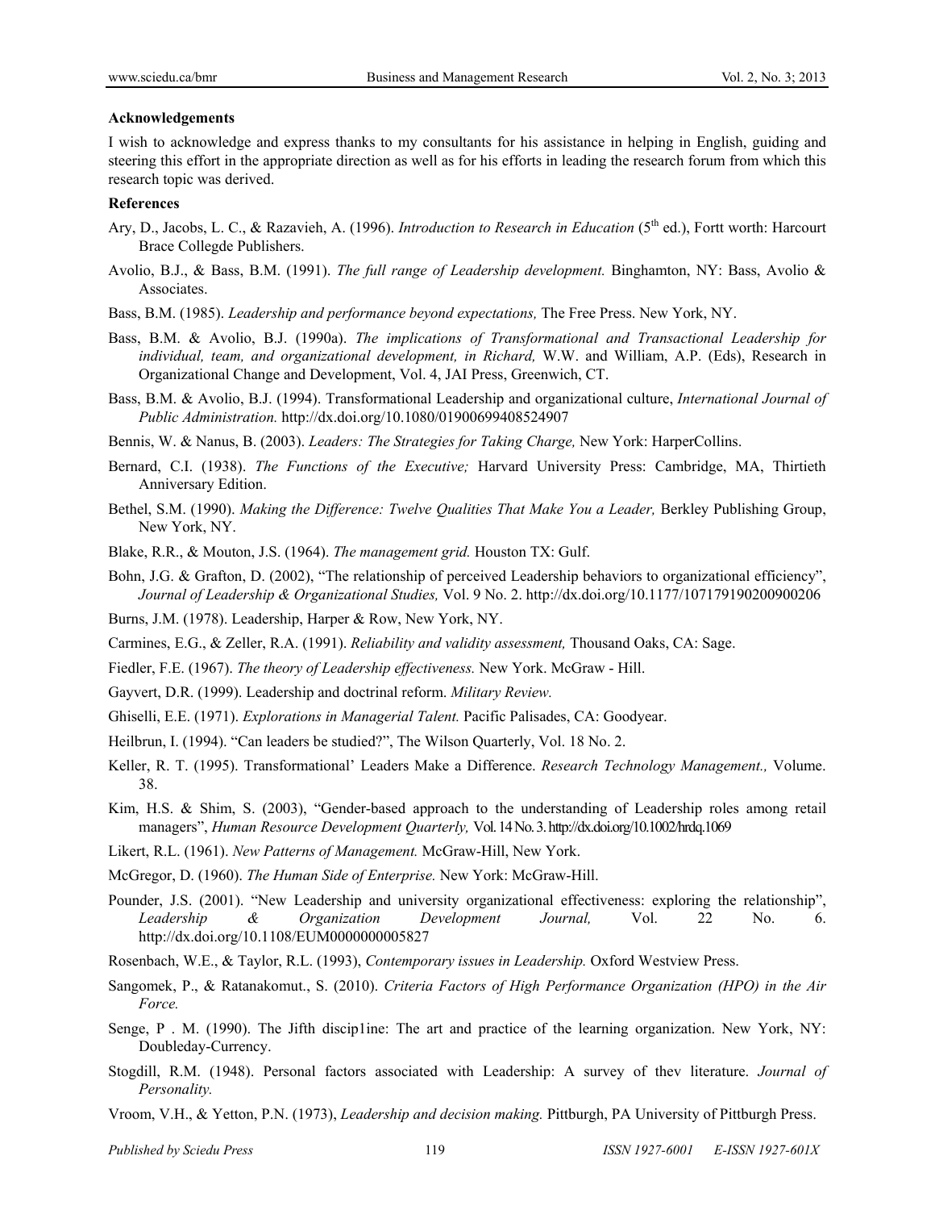**Acknowledgements**

I wish to acknowledge and express thanks to my consultants for his assistance in helping in English, guiding and steering this effort in the appropriate direction as well as for his efforts in leading the research forum from which this research topic was derived.

**References**

Ary, D., Jacobs, L. C., & Razavieh, A. (1996). *Introduction to Research in Education* (5th ed.), Fortt worth: Harcourt Brace Collegde Publishers.

Avolio, B.J., & Bass, B.M. (1991). *The full range of Leadership development.* Binghamton, NY: Bass, Avolio & Associates.

Bass, B.M. (1985). *Leadership and performance beyond expectations,* The Free Press. New York, NY.

Bass, B.M. & Avolio, B.J. (1990a). *The implications of Transformational and Transactional Leadership for individual, team, and organizational development, in Richard,* W.W. and William, A.P. (Eds), Research in Organizational Change and Development, Vol. 4, JAI Press, Greenwich, CT.

Bass, B.M. & Avolio, B.J. (1994). Transformational Leadership and organizational culture, *International Journal of Public Administration.* http://dx.doi.org/10.1080/01900699408524907

Bennis, W. & Nanus, B. (2003). *Leaders: The Strategies for Taking Charge,* New York: HarperCollins.

Bernard, C.I. (1938). *The Functions of the Executive;* Harvard University Press: Cambridge, MA, Thirtieth Anniversary Edition.

Bethel, S.M. (1990). *Making the Difference: Twelve Qualities That Make You a Leader,* Berkley Publishing Group, New York, NY.

Blake, R.R., & Mouton, J.S. (1964). *The management grid.* Houston TX: Gulf.

Bohn, J.G. & Grafton, D. (2002), "The relationship of perceived Leadership behaviors to organizational efficiency", *Journal of Leadership & Organizational Studies,* Vol. 9 No. 2. http://dx.doi.org/10.1177/107179190200900206

Burns, J.M. (1978). Leadership, Harper & Row, New York, NY.

Carmines, E.G., & Zeller, R.A. (1991). *Reliability and validity assessment,* Thousand Oaks, CA: Sage.

Fiedler, F.E. (1967). *The theory of Leadership effectiveness.* New York. McGraw - Hill.

Gayvert, D.R. (1999). Leadership and doctrinal reform. *Military Review.*

Ghiselli, E.E. (1971). *Explorations in Managerial Talent.* Pacific Palisades, CA: Goodyear.

Heilbrun, I. (1994). "Can leaders be studied?", The Wilson Quarterly, Vol. 18 No. 2.

Keller, R. T. (1995). Transformational' Leaders Make a Difference. *Research Technology Management.,* Volume. 38.

Kim, H.S. & Shim, S. (2003), "Gender-based approach to the understanding of Leadership roles among retail managers", *Human Resource Development Quarterly,* Vol. 14 No. 3. http://dx.doi.org/10.1002/hrdq.1069

Likert, R.L. (1961). *New Patterns of Management.* McGraw-Hill, New York.

McGregor, D. (1960). *The Human Side of Enterprise.* New York: McGraw-Hill.

Pounder, J.S. (2001). "New Leadership and university organizational effectiveness: exploring the relationship", *Leadership & Organization Development Journal,* Vol. 22 No. 6. http://dx.doi.org/10.1108/EUM0000000005827

Rosenbach, W.E., & Taylor, R.L. (1993), *Contemporary issues in Leadership.* Oxford Westview Press.

Sangomek, P., & Ratanakomut., S. (2010). *Criteria Factors of High Performance Organization (HPO) in the Air Force.*

Senge, P . M. (1990). The Jifth discip1ine: The art and practice of the learning organization. New York, NY: Doubleday-Currency.

Stogdill, R.M. (1948). Personal factors associated with Leadership: A survey of thev literature. *Journal of Personality.*

Vroom, V.H., & Yetton, P.N. (1973), *Leadership and decision making.* Pittburgh, PA University of Pittburgh Press.